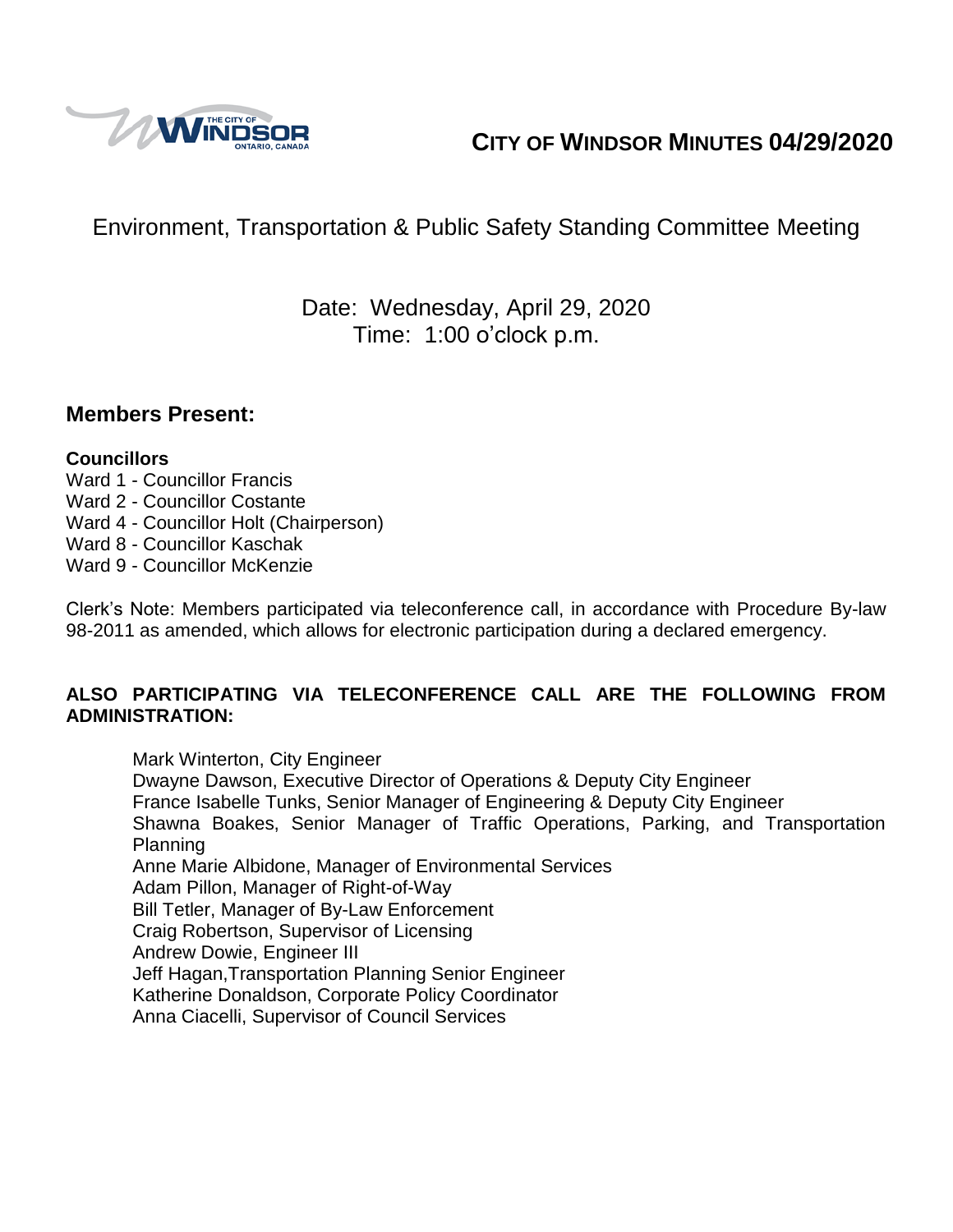# CITY OF WINDSOR MINUTES 04/29/2020

## Environment, Transportation & Public Safety Standing Committee Meeting

Date: Wednesday, April 29, 2020
Time: 1:00 o'clock p.m.

## Members Present:

**Councillors**

Ward 1 - Councillor Francis
Ward 2 - Councillor Costante
Ward 4 - Councillor Holt (Chairperson)
Ward 8 - Councillor Kaschak
Ward 9 - Councillor McKenzie

Clerk's Note: Members participated via teleconference call, in accordance with Procedure By-law 98-2011 as amended, which allows for electronic participation during a declared emergency.

**ALSO PARTICIPATING VIA TELECONFERENCE CALL ARE THE FOLLOWING FROM ADMINISTRATION:**

Mark Winterton, City Engineer
Dwayne Dawson, Executive Director of Operations & Deputy City Engineer
France Isabelle Tunks, Senior Manager of Engineering & Deputy City Engineer
Shawna Boakes, Senior Manager of Traffic Operations, Parking, and Transportation Planning
Anne Marie Albidone, Manager of Environmental Services
Adam Pillon, Manager of Right-of-Way
Bill Tetler, Manager of By-Law Enforcement
Craig Robertson, Supervisor of Licensing
Andrew Dowie, Engineer III
Jeff Hagan,Transportation Planning Senior Engineer
Katherine Donaldson, Corporate Policy Coordinator
Anna Ciacelli, Supervisor of Council Services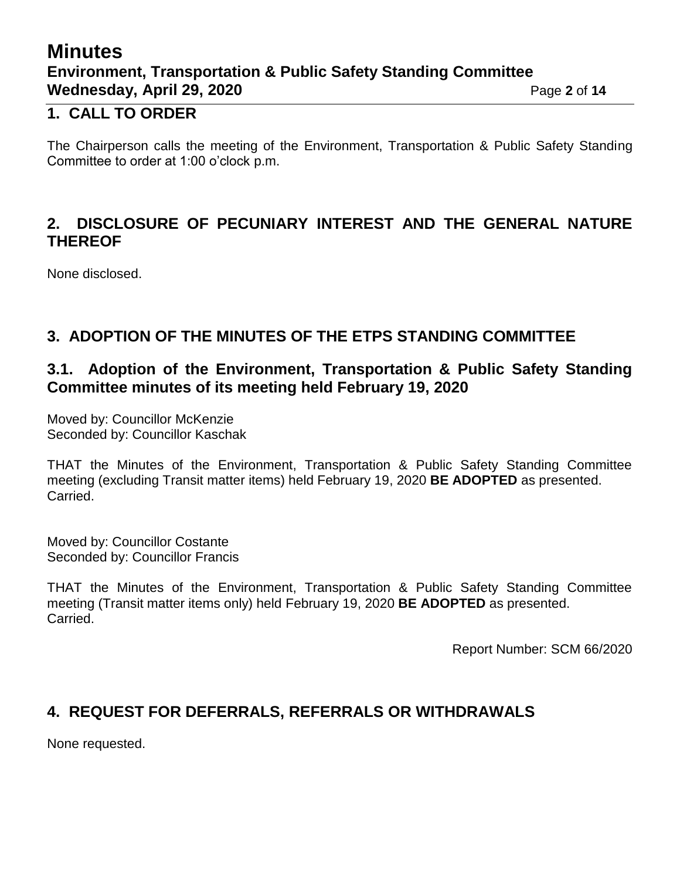## 1. CALL TO ORDER

The Chairperson calls the meeting of the Environment, Transportation & Public Safety Standing Committee to order at 1:00 o'clock p.m.

## 2. DISCLOSURE OF PECUNIARY INTEREST AND THE GENERAL NATURE THEREOF

None disclosed.

## 3. ADOPTION OF THE MINUTES OF THE ETPS STANDING COMMITTEE

### 3.1. Adoption of the Environment, Transportation & Public Safety Standing Committee minutes of its meeting held February 19, 2020

Moved by: Councillor McKenzie
Seconded by: Councillor Kaschak

THAT the Minutes of the Environment, Transportation & Public Safety Standing Committee meeting (excluding Transit matter items) held February 19, 2020 **BE ADOPTED** as presented.
Carried.

Moved by: Councillor Costante
Seconded by: Councillor Francis

THAT the Minutes of the Environment, Transportation & Public Safety Standing Committee meeting (Transit matter items only) held February 19, 2020 **BE ADOPTED** as presented.
Carried.

Report Number: SCM 66/2020

## 4. REQUEST FOR DEFERRALS, REFERRALS OR WITHDRAWALS

None requested.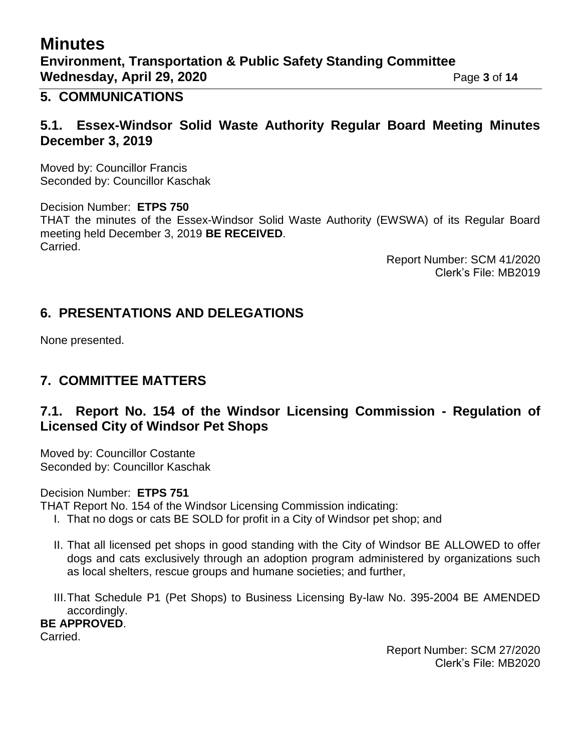## 5. COMMUNICATIONS

### 5.1. Essex-Windsor Solid Waste Authority Regular Board Meeting Minutes December 3, 2019

Moved by: Councillor Francis
Seconded by: Councillor Kaschak

Decision Number: **ETPS 750**
THAT the minutes of the Essex-Windsor Solid Waste Authority (EWSWA) of its Regular Board meeting held December 3, 2019 **BE RECEIVED**.
Carried.

Report Number: SCM 41/2020
Clerk's File: MB2019

## 6. PRESENTATIONS AND DELEGATIONS

None presented.

## 7. COMMITTEE MATTERS

### 7.1. Report No. 154 of the Windsor Licensing Commission - Regulation of Licensed City of Windsor Pet Shops

Moved by: Councillor Costante
Seconded by: Councillor Kaschak

Decision Number: **ETPS 751**
THAT Report No. 154 of the Windsor Licensing Commission indicating:

I. That no dogs or cats BE SOLD for profit in a City of Windsor pet shop; and

II. That all licensed pet shops in good standing with the City of Windsor BE ALLOWED to offer dogs and cats exclusively through an adoption program administered by organizations such as local shelters, rescue groups and humane societies; and further,

III. That Schedule P1 (Pet Shops) to Business Licensing By-law No. 395-2004 BE AMENDED accordingly.

**BE APPROVED**.
Carried.

Report Number: SCM 27/2020
Clerk's File: MB2020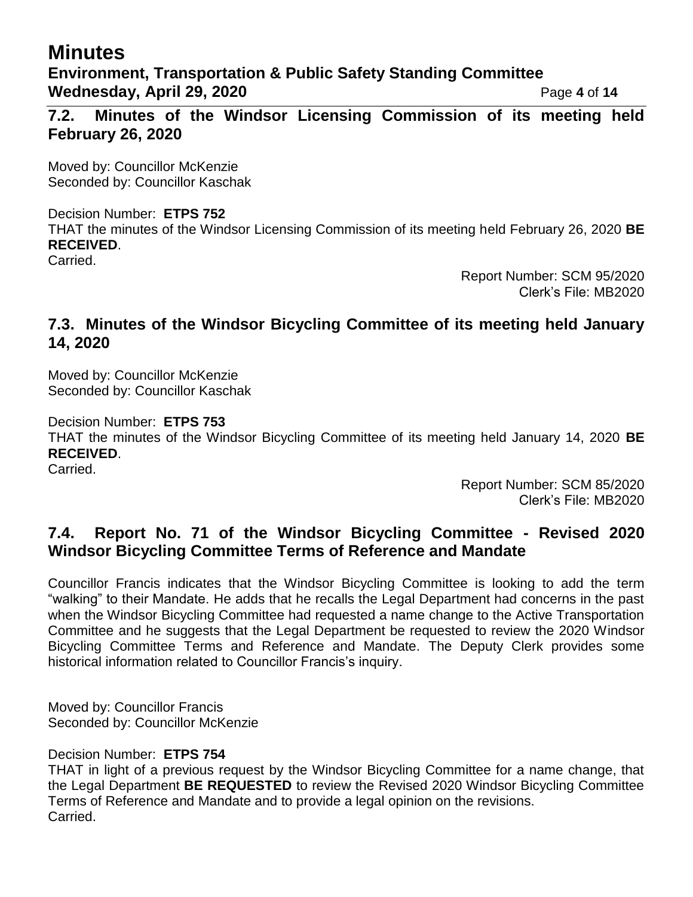## 7.2. Minutes of the Windsor Licensing Commission of its meeting held February 26, 2020

Moved by: Councillor McKenzie
Seconded by: Councillor Kaschak

Decision Number: **ETPS 752**
THAT the minutes of the Windsor Licensing Commission of its meeting held February 26, 2020 **BE RECEIVED**.
Carried.

Report Number: SCM 95/2020
Clerk's File: MB2020

## 7.3. Minutes of the Windsor Bicycling Committee of its meeting held January 14, 2020

Moved by: Councillor McKenzie
Seconded by: Councillor Kaschak

Decision Number: **ETPS 753**
THAT the minutes of the Windsor Bicycling Committee of its meeting held January 14, 2020 **BE RECEIVED**.
Carried.

Report Number: SCM 85/2020
Clerk's File: MB2020

## 7.4. Report No. 71 of the Windsor Bicycling Committee - Revised 2020 Windsor Bicycling Committee Terms of Reference and Mandate

Councillor Francis indicates that the Windsor Bicycling Committee is looking to add the term "walking" to their Mandate. He adds that he recalls the Legal Department had concerns in the past when the Windsor Bicycling Committee had requested a name change to the Active Transportation Committee and he suggests that the Legal Department be requested to review the 2020 Windsor Bicycling Committee Terms and Reference and Mandate. The Deputy Clerk provides some historical information related to Councillor Francis's inquiry.

Moved by: Councillor Francis
Seconded by: Councillor McKenzie

Decision Number: **ETPS 754**
THAT in light of a previous request by the Windsor Bicycling Committee for a name change, that the Legal Department **BE REQUESTED** to review the Revised 2020 Windsor Bicycling Committee Terms of Reference and Mandate and to provide a legal opinion on the revisions.
Carried.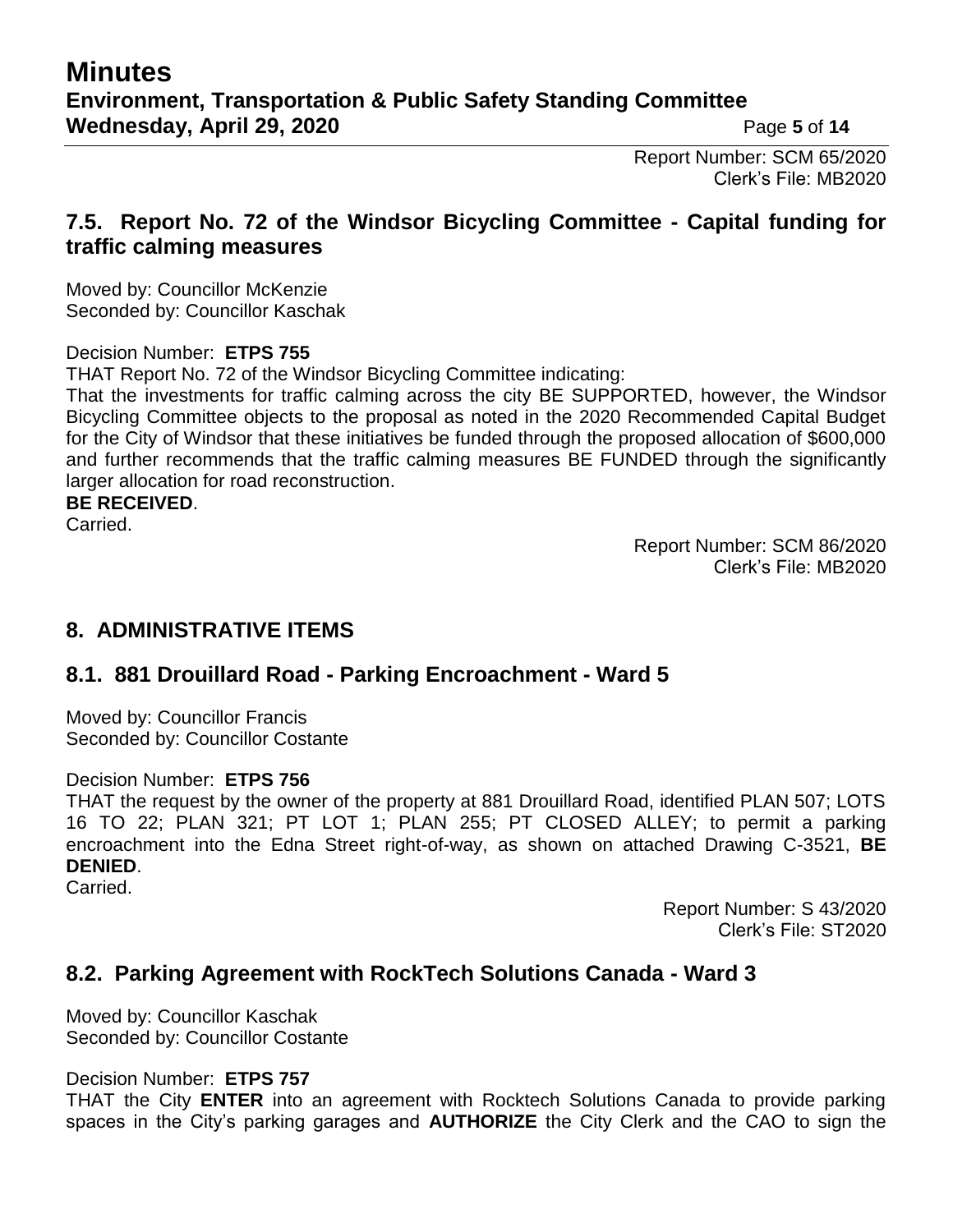Report Number: SCM 65/2020
Clerk's File: MB2020

### 7.5. Report No. 72 of the Windsor Bicycling Committee - Capital funding for traffic calming measures

Moved by: Councillor McKenzie
Seconded by: Councillor Kaschak

Decision Number: **ETPS 755**

THAT Report No. 72 of the Windsor Bicycling Committee indicating:

That the investments for traffic calming across the city BE SUPPORTED, however, the Windsor Bicycling Committee objects to the proposal as noted in the 2020 Recommended Capital Budget for the City of Windsor that these initiatives be funded through the proposed allocation of $600,000 and further recommends that the traffic calming measures BE FUNDED through the significantly larger allocation for road reconstruction.

**BE RECEIVED**.

Carried.

Report Number: SCM 86/2020
Clerk's File: MB2020

## 8. ADMINISTRATIVE ITEMS

### 8.1. 881 Drouillard Road - Parking Encroachment - Ward 5

Moved by: Councillor Francis
Seconded by: Councillor Costante

Decision Number: **ETPS 756**

THAT the request by the owner of the property at 881 Drouillard Road, identified PLAN 507; LOTS 16 TO 22; PLAN 321; PT LOT 1; PLAN 255; PT CLOSED ALLEY; to permit a parking encroachment into the Edna Street right-of-way, as shown on attached Drawing C-3521, **BE DENIED**.

Carried.

Report Number: S 43/2020
Clerk's File: ST2020

### 8.2. Parking Agreement with RockTech Solutions Canada - Ward 3

Moved by: Councillor Kaschak
Seconded by: Councillor Costante

Decision Number: **ETPS 757**

THAT the City **ENTER** into an agreement with Rocktech Solutions Canada to provide parking spaces in the City's parking garages and **AUTHORIZE** the City Clerk and the CAO to sign the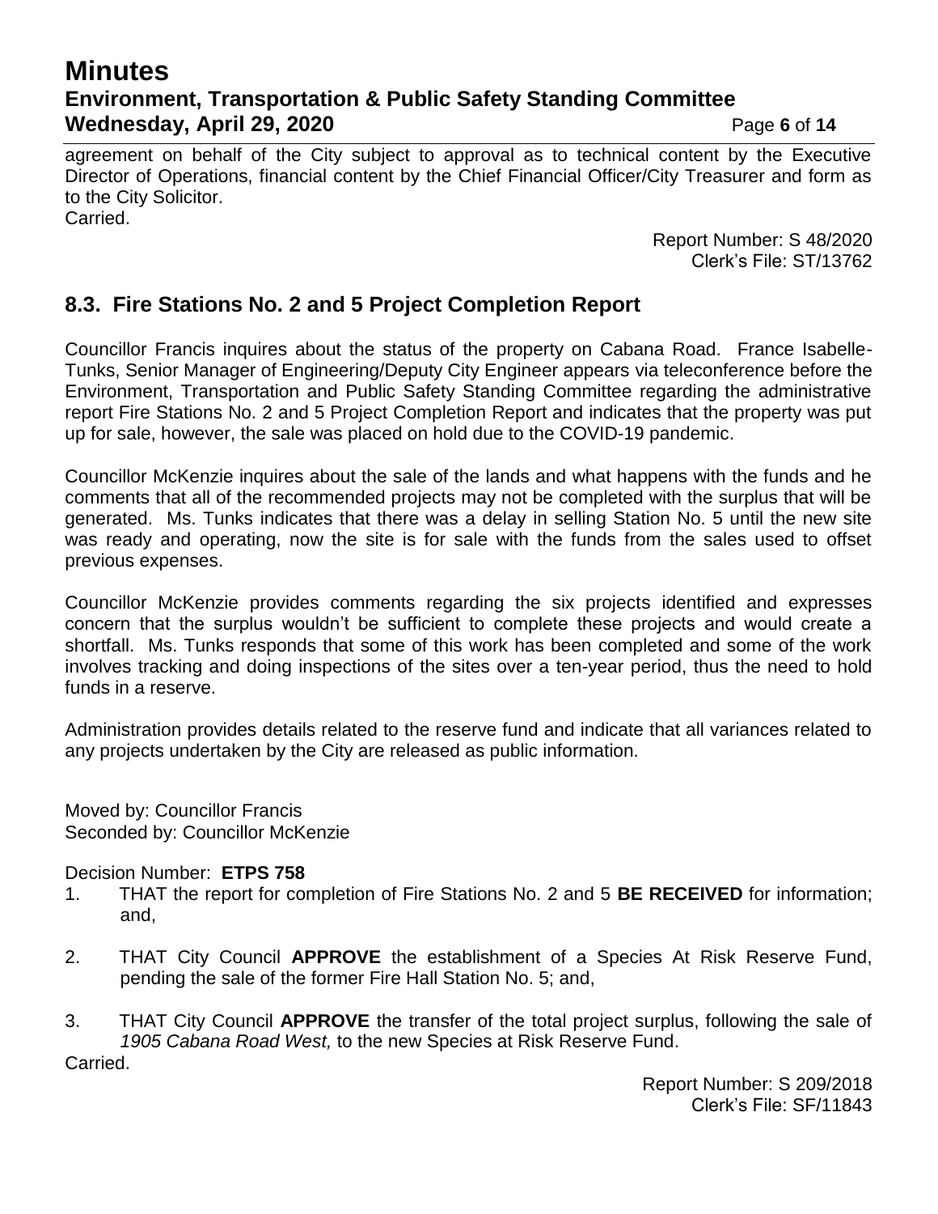agreement on behalf of the City subject to approval as to technical content by the Executive Director of Operations, financial content by the Chief Financial Officer/City Treasurer and form as to the City Solicitor.
Carried.

Report Number: S 48/2020
Clerk's File: ST/13762

## 8.3. Fire Stations No. 2 and 5 Project Completion Report

Councillor Francis inquires about the status of the property on Cabana Road. France Isabelle-Tunks, Senior Manager of Engineering/Deputy City Engineer appears via teleconference before the Environment, Transportation and Public Safety Standing Committee regarding the administrative report Fire Stations No. 2 and 5 Project Completion Report and indicates that the property was put up for sale, however, the sale was placed on hold due to the COVID-19 pandemic.

Councillor McKenzie inquires about the sale of the lands and what happens with the funds and he comments that all of the recommended projects may not be completed with the surplus that will be generated. Ms. Tunks indicates that there was a delay in selling Station No. 5 until the new site was ready and operating, now the site is for sale with the funds from the sales used to offset previous expenses.

Councillor McKenzie provides comments regarding the six projects identified and expresses concern that the surplus wouldn't be sufficient to complete these projects and would create a shortfall. Ms. Tunks responds that some of this work has been completed and some of the work involves tracking and doing inspections of the sites over a ten-year period, thus the need to hold funds in a reserve.

Administration provides details related to the reserve fund and indicate that all variances related to any projects undertaken by the City are released as public information.

Moved by: Councillor Francis
Seconded by: Councillor McKenzie

Decision Number: **ETPS 758**

1. THAT the report for completion of Fire Stations No. 2 and 5 **BE RECEIVED** for information; and,
2. THAT City Council **APPROVE** the establishment of a Species At Risk Reserve Fund, pending the sale of the former Fire Hall Station No. 5; and,
3. THAT City Council **APPROVE** the transfer of the total project surplus, following the sale of *1905 Cabana Road West,* to the new Species at Risk Reserve Fund.

Carried.

Report Number: S 209/2018
Clerk's File: SF/11843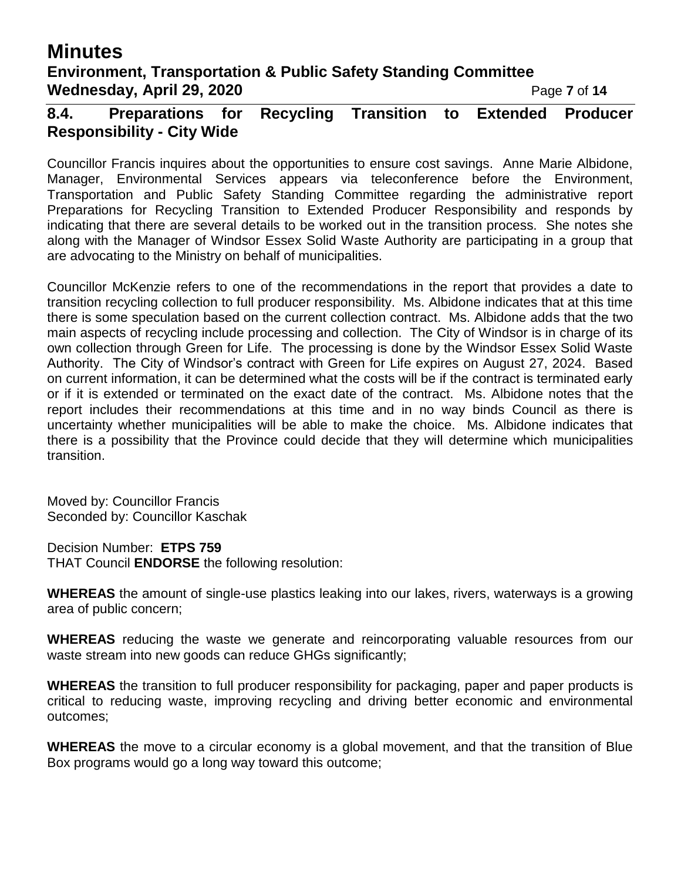## 8.4. Preparations for Recycling Transition to Extended Producer Responsibility - City Wide

Councillor Francis inquires about the opportunities to ensure cost savings. Anne Marie Albidone, Manager, Environmental Services appears via teleconference before the Environment, Transportation and Public Safety Standing Committee regarding the administrative report Preparations for Recycling Transition to Extended Producer Responsibility and responds by indicating that there are several details to be worked out in the transition process. She notes she along with the Manager of Windsor Essex Solid Waste Authority are participating in a group that are advocating to the Ministry on behalf of municipalities.

Councillor McKenzie refers to one of the recommendations in the report that provides a date to transition recycling collection to full producer responsibility. Ms. Albidone indicates that at this time there is some speculation based on the current collection contract. Ms. Albidone adds that the two main aspects of recycling include processing and collection. The City of Windsor is in charge of its own collection through Green for Life. The processing is done by the Windsor Essex Solid Waste Authority. The City of Windsor's contract with Green for Life expires on August 27, 2024. Based on current information, it can be determined what the costs will be if the contract is terminated early or if it is extended or terminated on the exact date of the contract. Ms. Albidone notes that the report includes their recommendations at this time and in no way binds Council as there is uncertainty whether municipalities will be able to make the choice. Ms. Albidone indicates that there is a possibility that the Province could decide that they will determine which municipalities transition.

Moved by: Councillor Francis
Seconded by: Councillor Kaschak

Decision Number: **ETPS 759**
THAT Council **ENDORSE** the following resolution:

**WHEREAS** the amount of single-use plastics leaking into our lakes, rivers, waterways is a growing area of public concern;

**WHEREAS** reducing the waste we generate and reincorporating valuable resources from our waste stream into new goods can reduce GHGs significantly;

**WHEREAS** the transition to full producer responsibility for packaging, paper and paper products is critical to reducing waste, improving recycling and driving better economic and environmental outcomes;

**WHEREAS** the move to a circular economy is a global movement, and that the transition of Blue Box programs would go a long way toward this outcome;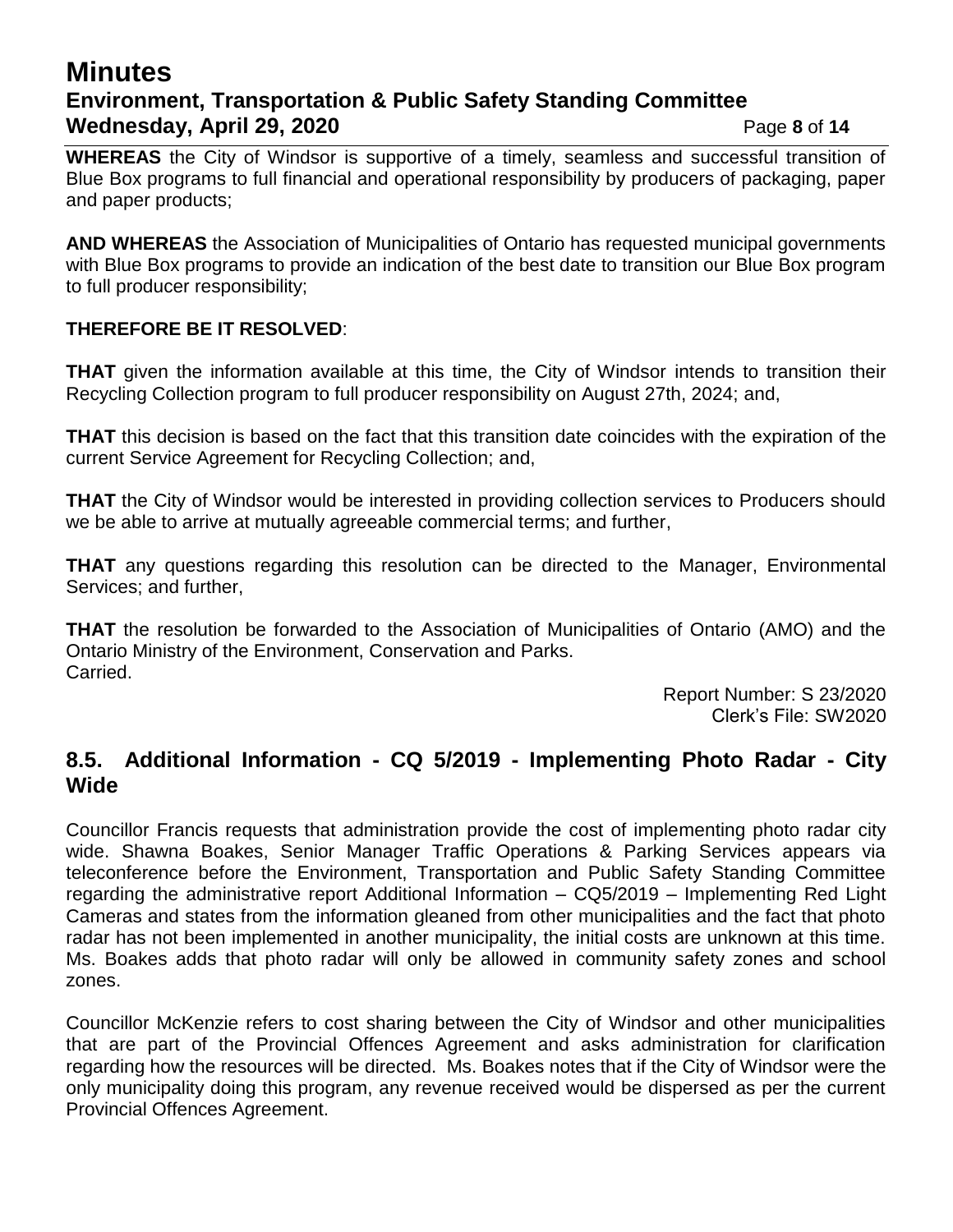**WHEREAS** the City of Windsor is supportive of a timely, seamless and successful transition of Blue Box programs to full financial and operational responsibility by producers of packaging, paper and paper products;

**AND WHEREAS** the Association of Municipalities of Ontario has requested municipal governments with Blue Box programs to provide an indication of the best date to transition our Blue Box program to full producer responsibility;

**THEREFORE BE IT RESOLVED**:

**THAT** given the information available at this time, the City of Windsor intends to transition their Recycling Collection program to full producer responsibility on August 27th, 2024; and,

**THAT** this decision is based on the fact that this transition date coincides with the expiration of the current Service Agreement for Recycling Collection; and,

**THAT** the City of Windsor would be interested in providing collection services to Producers should we be able to arrive at mutually agreeable commercial terms; and further,

**THAT** any questions regarding this resolution can be directed to the Manager, Environmental Services; and further,

**THAT** the resolution be forwarded to the Association of Municipalities of Ontario (AMO) and the Ontario Ministry of the Environment, Conservation and Parks.
Carried.

Report Number: S 23/2020
Clerk's File: SW2020

## 8.5. Additional Information - CQ 5/2019 - Implementing Photo Radar - City Wide

Councillor Francis requests that administration provide the cost of implementing photo radar city wide. Shawna Boakes, Senior Manager Traffic Operations & Parking Services appears via teleconference before the Environment, Transportation and Public Safety Standing Committee regarding the administrative report Additional Information – CQ5/2019 – Implementing Red Light Cameras and states from the information gleaned from other municipalities and the fact that photo radar has not been implemented in another municipality, the initial costs are unknown at this time. Ms. Boakes adds that photo radar will only be allowed in community safety zones and school zones.

Councillor McKenzie refers to cost sharing between the City of Windsor and other municipalities that are part of the Provincial Offences Agreement and asks administration for clarification regarding how the resources will be directed. Ms. Boakes notes that if the City of Windsor were the only municipality doing this program, any revenue received would be dispersed as per the current Provincial Offences Agreement.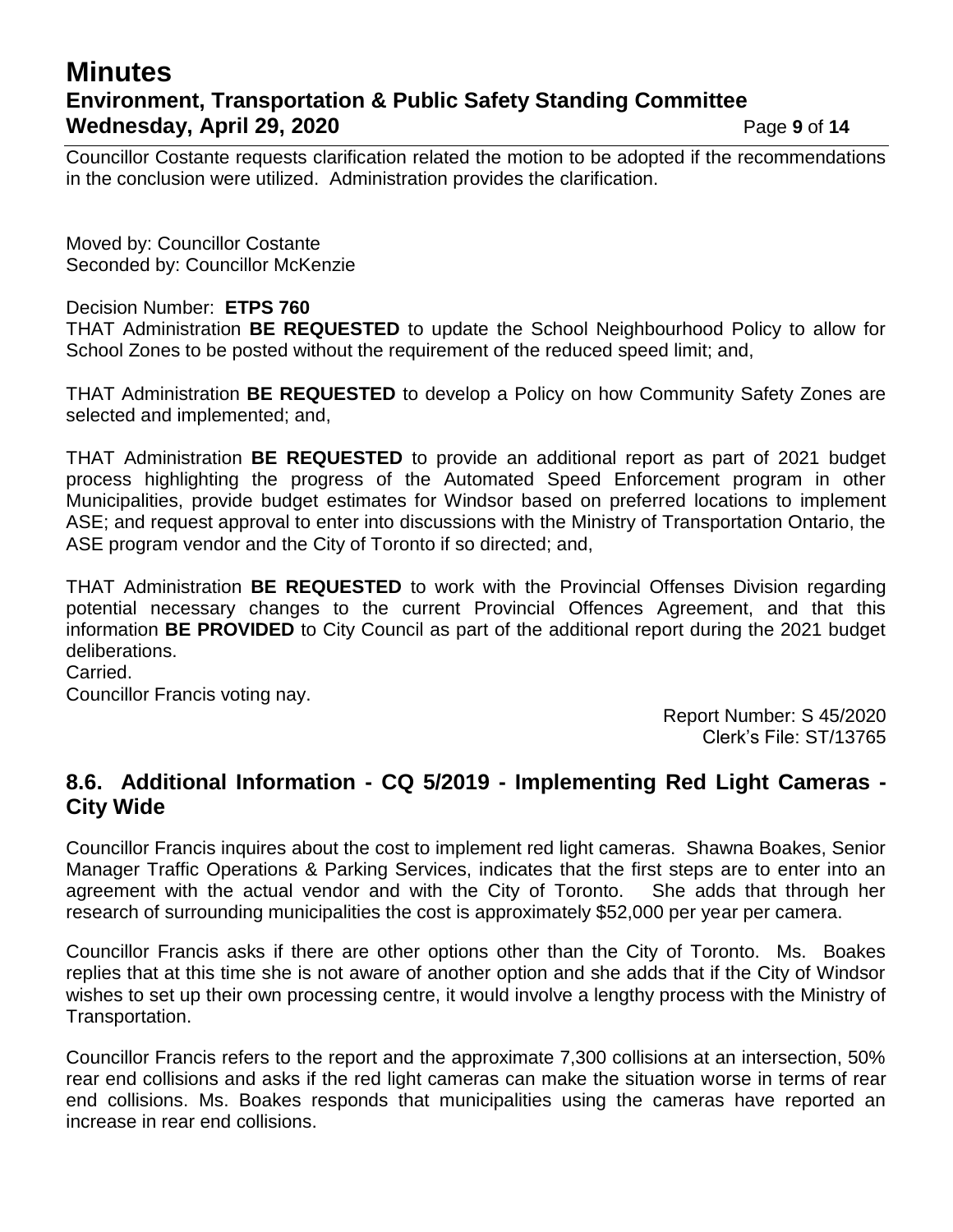Councillor Costante requests clarification related the motion to be adopted if the recommendations in the conclusion were utilized. Administration provides the clarification.

Moved by: Councillor Costante
Seconded by: Councillor McKenzie

Decision Number: **ETPS 760**
THAT Administration **BE REQUESTED** to update the School Neighbourhood Policy to allow for School Zones to be posted without the requirement of the reduced speed limit; and,

THAT Administration **BE REQUESTED** to develop a Policy on how Community Safety Zones are selected and implemented; and,

THAT Administration **BE REQUESTED** to provide an additional report as part of 2021 budget process highlighting the progress of the Automated Speed Enforcement program in other Municipalities, provide budget estimates for Windsor based on preferred locations to implement ASE; and request approval to enter into discussions with the Ministry of Transportation Ontario, the ASE program vendor and the City of Toronto if so directed; and,

THAT Administration **BE REQUESTED** to work with the Provincial Offenses Division regarding potential necessary changes to the current Provincial Offences Agreement, and that this information **BE PROVIDED** to City Council as part of the additional report during the 2021 budget deliberations.
Carried.
Councillor Francis voting nay.

Report Number: S 45/2020
Clerk's File: ST/13765

## 8.6. Additional Information - CQ 5/2019 - Implementing Red Light Cameras - City Wide

Councillor Francis inquires about the cost to implement red light cameras. Shawna Boakes, Senior Manager Traffic Operations & Parking Services, indicates that the first steps are to enter into an agreement with the actual vendor and with the City of Toronto. She adds that through her research of surrounding municipalities the cost is approximately $52,000 per year per camera.

Councillor Francis asks if there are other options other than the City of Toronto. Ms. Boakes replies that at this time she is not aware of another option and she adds that if the City of Windsor wishes to set up their own processing centre, it would involve a lengthy process with the Ministry of Transportation.

Councillor Francis refers to the report and the approximate 7,300 collisions at an intersection, 50% rear end collisions and asks if the red light cameras can make the situation worse in terms of rear end collisions. Ms. Boakes responds that municipalities using the cameras have reported an increase in rear end collisions.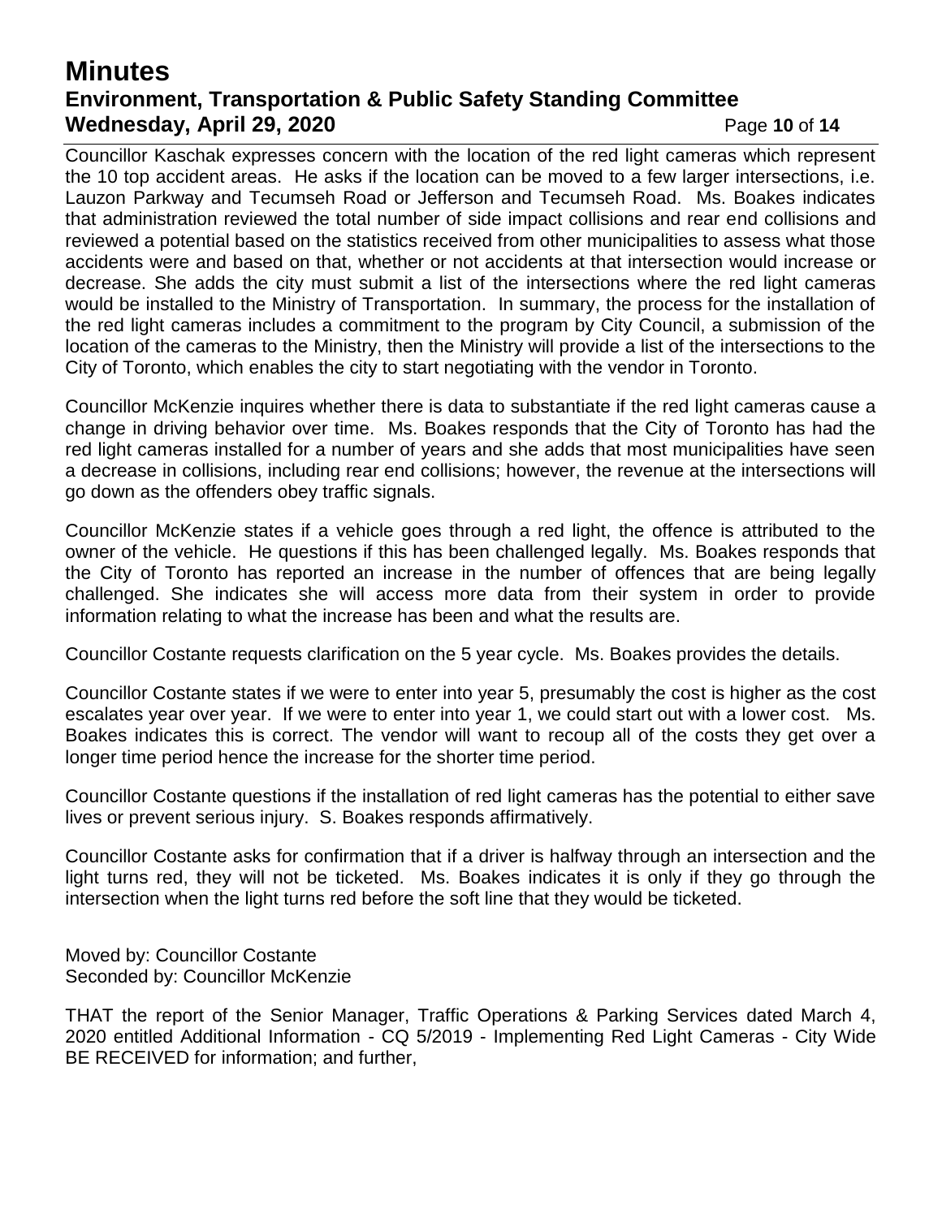Councillor Kaschak expresses concern with the location of the red light cameras which represent the 10 top accident areas. He asks if the location can be moved to a few larger intersections, i.e. Lauzon Parkway and Tecumseh Road or Jefferson and Tecumseh Road. Ms. Boakes indicates that administration reviewed the total number of side impact collisions and rear end collisions and reviewed a potential based on the statistics received from other municipalities to assess what those accidents were and based on that, whether or not accidents at that intersection would increase or decrease. She adds the city must submit a list of the intersections where the red light cameras would be installed to the Ministry of Transportation. In summary, the process for the installation of the red light cameras includes a commitment to the program by City Council, a submission of the location of the cameras to the Ministry, then the Ministry will provide a list of the intersections to the City of Toronto, which enables the city to start negotiating with the vendor in Toronto.

Councillor McKenzie inquires whether there is data to substantiate if the red light cameras cause a change in driving behavior over time. Ms. Boakes responds that the City of Toronto has had the red light cameras installed for a number of years and she adds that most municipalities have seen a decrease in collisions, including rear end collisions; however, the revenue at the intersections will go down as the offenders obey traffic signals.

Councillor McKenzie states if a vehicle goes through a red light, the offence is attributed to the owner of the vehicle. He questions if this has been challenged legally. Ms. Boakes responds that the City of Toronto has reported an increase in the number of offences that are being legally challenged. She indicates she will access more data from their system in order to provide information relating to what the increase has been and what the results are.

Councillor Costante requests clarification on the 5 year cycle. Ms. Boakes provides the details.

Councillor Costante states if we were to enter into year 5, presumably the cost is higher as the cost escalates year over year. If we were to enter into year 1, we could start out with a lower cost. Ms. Boakes indicates this is correct. The vendor will want to recoup all of the costs they get over a longer time period hence the increase for the shorter time period.

Councillor Costante questions if the installation of red light cameras has the potential to either save lives or prevent serious injury. S. Boakes responds affirmatively.

Councillor Costante asks for confirmation that if a driver is halfway through an intersection and the light turns red, they will not be ticketed. Ms. Boakes indicates it is only if they go through the intersection when the light turns red before the soft line that they would be ticketed.

Moved by: Councillor Costante
Seconded by: Councillor McKenzie

THAT the report of the Senior Manager, Traffic Operations & Parking Services dated March 4, 2020 entitled Additional Information - CQ 5/2019 - Implementing Red Light Cameras - City Wide BE RECEIVED for information; and further,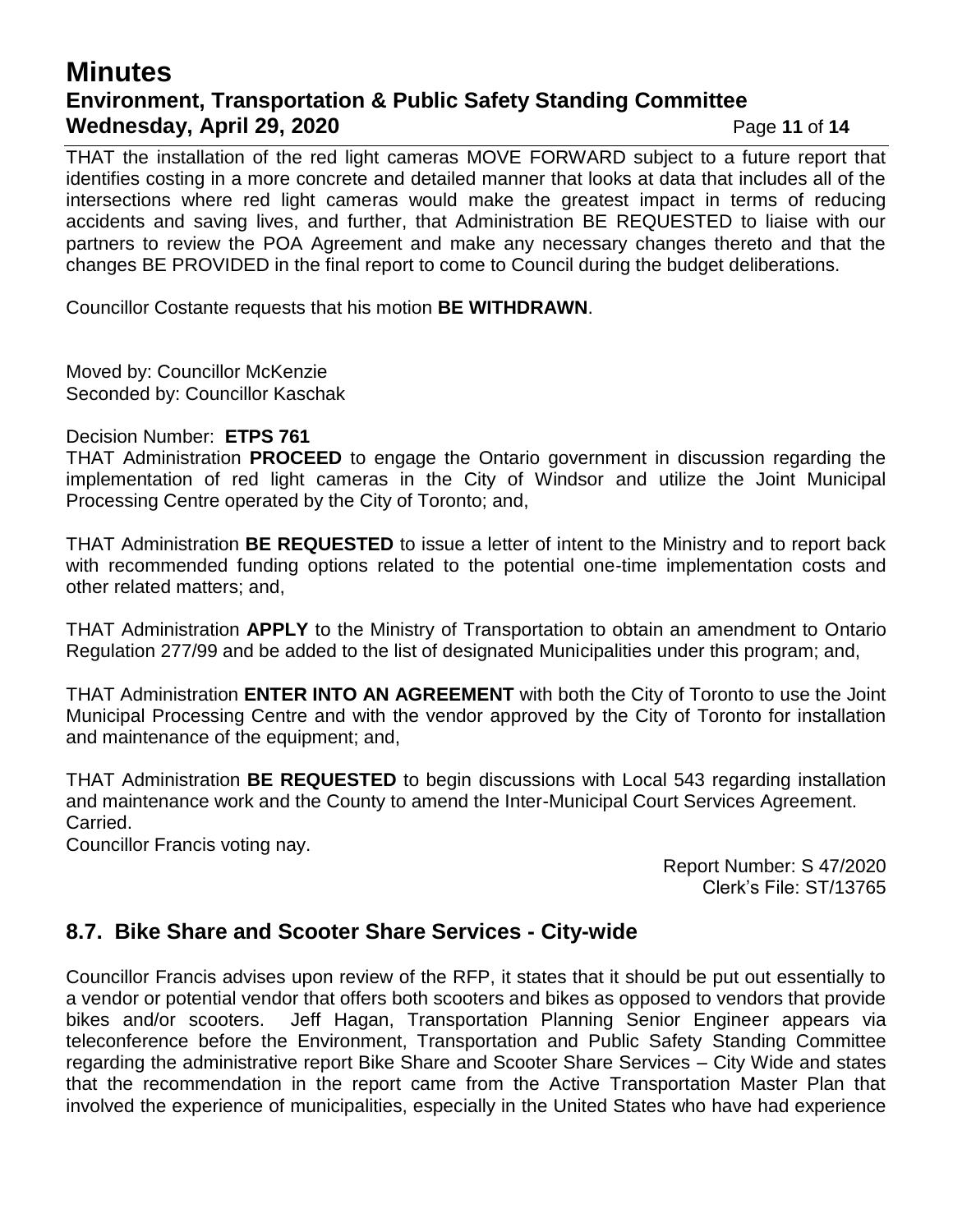THAT the installation of the red light cameras MOVE FORWARD subject to a future report that identifies costing in a more concrete and detailed manner that looks at data that includes all of the intersections where red light cameras would make the greatest impact in terms of reducing accidents and saving lives, and further, that Administration BE REQUESTED to liaise with our partners to review the POA Agreement and make any necessary changes thereto and that the changes BE PROVIDED in the final report to come to Council during the budget deliberations.

Councillor Costante requests that his motion **BE WITHDRAWN**.

Moved by: Councillor McKenzie
Seconded by: Councillor Kaschak

Decision Number: **ETPS 761**
THAT Administration **PROCEED** to engage the Ontario government in discussion regarding the implementation of red light cameras in the City of Windsor and utilize the Joint Municipal Processing Centre operated by the City of Toronto; and,

THAT Administration **BE REQUESTED** to issue a letter of intent to the Ministry and to report back with recommended funding options related to the potential one-time implementation costs and other related matters; and,

THAT Administration **APPLY** to the Ministry of Transportation to obtain an amendment to Ontario Regulation 277/99 and be added to the list of designated Municipalities under this program; and,

THAT Administration **ENTER INTO AN AGREEMENT** with both the City of Toronto to use the Joint Municipal Processing Centre and with the vendor approved by the City of Toronto for installation and maintenance of the equipment; and,

THAT Administration **BE REQUESTED** to begin discussions with Local 543 regarding installation and maintenance work and the County to amend the Inter-Municipal Court Services Agreement.
Carried.
Councillor Francis voting nay.

Report Number: S 47/2020
Clerk's File: ST/13765

## 8.7. Bike Share and Scooter Share Services - City-wide

Councillor Francis advises upon review of the RFP, it states that it should be put out essentially to a vendor or potential vendor that offers both scooters and bikes as opposed to vendors that provide bikes and/or scooters. Jeff Hagan, Transportation Planning Senior Engineer appears via teleconference before the Environment, Transportation and Public Safety Standing Committee regarding the administrative report Bike Share and Scooter Share Services – City Wide and states that the recommendation in the report came from the Active Transportation Master Plan that involved the experience of municipalities, especially in the United States who have had experience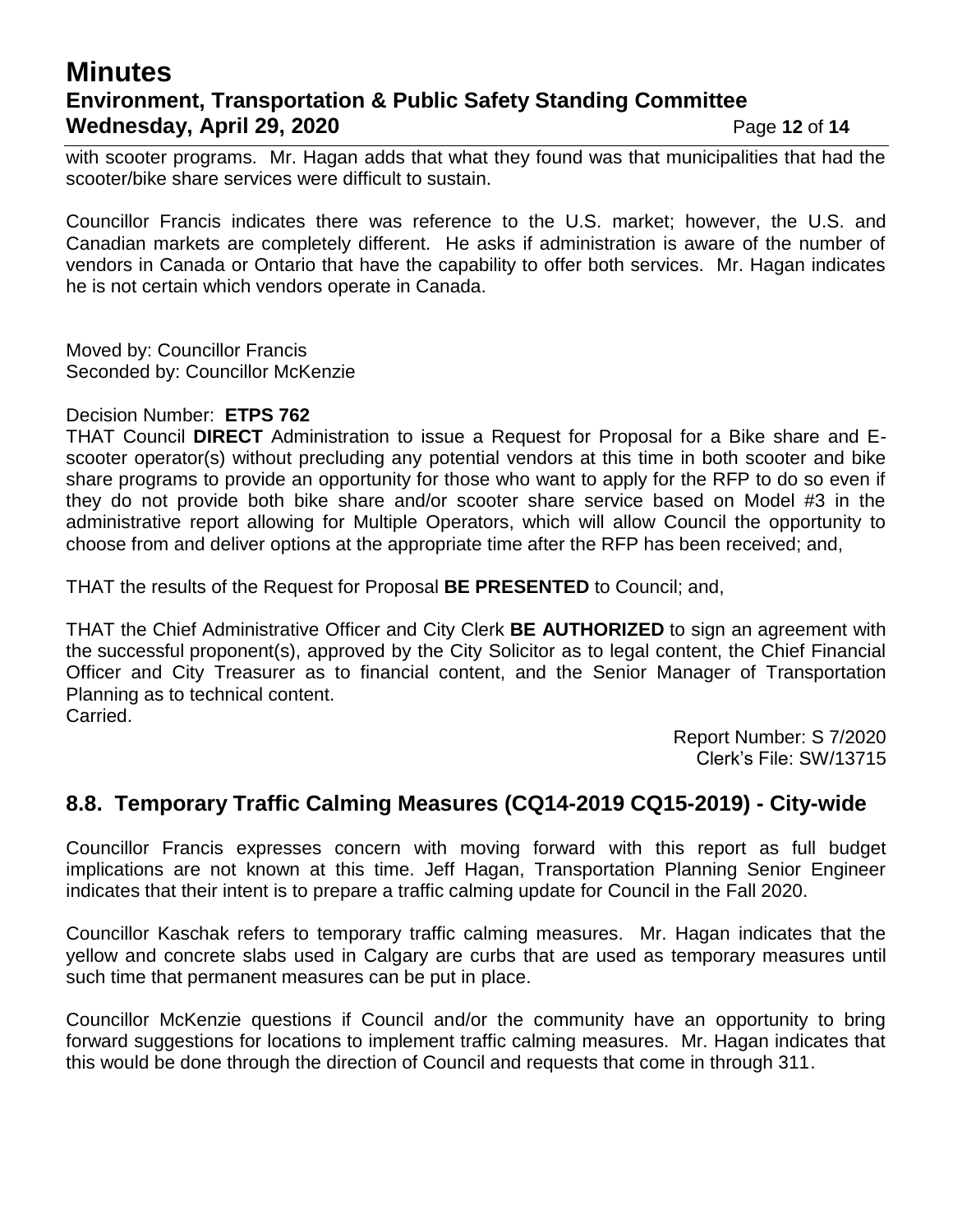with scooter programs. Mr. Hagan adds that what they found was that municipalities that had the scooter/bike share services were difficult to sustain.

Councillor Francis indicates there was reference to the U.S. market; however, the U.S. and Canadian markets are completely different. He asks if administration is aware of the number of vendors in Canada or Ontario that have the capability to offer both services. Mr. Hagan indicates he is not certain which vendors operate in Canada.

Moved by: Councillor Francis
Seconded by: Councillor McKenzie

Decision Number: **ETPS 762**
THAT Council **DIRECT** Administration to issue a Request for Proposal for a Bike share and E-scooter operator(s) without precluding any potential vendors at this time in both scooter and bike share programs to provide an opportunity for those who want to apply for the RFP to do so even if they do not provide both bike share and/or scooter share service based on Model #3 in the administrative report allowing for Multiple Operators, which will allow Council the opportunity to choose from and deliver options at the appropriate time after the RFP has been received; and,

THAT the results of the Request for Proposal **BE PRESENTED** to Council; and,

THAT the Chief Administrative Officer and City Clerk **BE AUTHORIZED** to sign an agreement with the successful proponent(s), approved by the City Solicitor as to legal content, the Chief Financial Officer and City Treasurer as to financial content, and the Senior Manager of Transportation Planning as to technical content.
Carried.

Report Number: S 7/2020
Clerk's File: SW/13715

## 8.8. Temporary Traffic Calming Measures (CQ14-2019 CQ15-2019) - City-wide

Councillor Francis expresses concern with moving forward with this report as full budget implications are not known at this time. Jeff Hagan, Transportation Planning Senior Engineer indicates that their intent is to prepare a traffic calming update for Council in the Fall 2020.

Councillor Kaschak refers to temporary traffic calming measures. Mr. Hagan indicates that the yellow and concrete slabs used in Calgary are curbs that are used as temporary measures until such time that permanent measures can be put in place.

Councillor McKenzie questions if Council and/or the community have an opportunity to bring forward suggestions for locations to implement traffic calming measures. Mr. Hagan indicates that this would be done through the direction of Council and requests that come in through 311.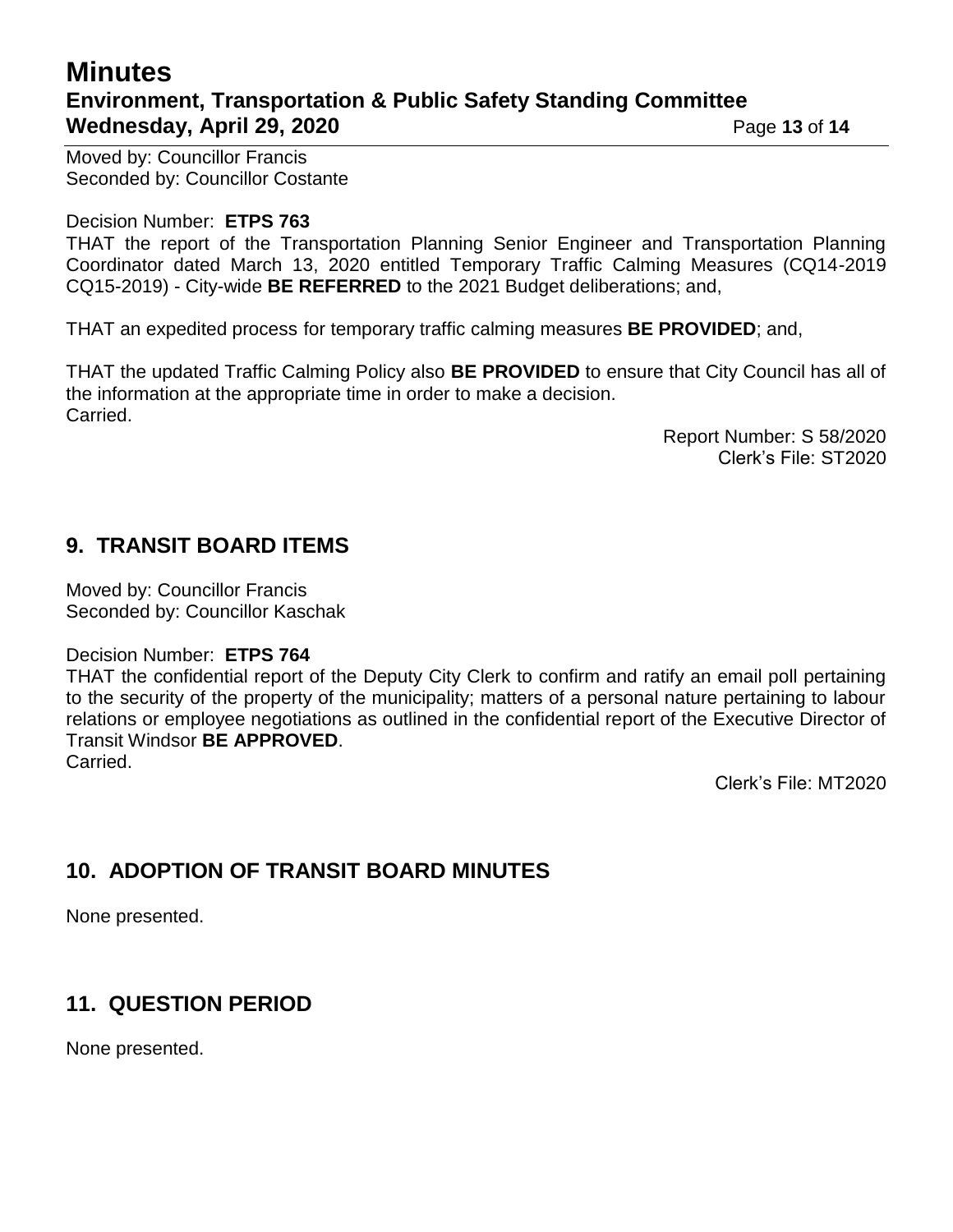Moved by: Councillor Francis
Seconded by: Councillor Costante

Decision Number: **ETPS 763**
THAT the report of the Transportation Planning Senior Engineer and Transportation Planning Coordinator dated March 13, 2020 entitled Temporary Traffic Calming Measures (CQ14-2019 CQ15-2019) - City-wide **BE REFERRED** to the 2021 Budget deliberations; and,

THAT an expedited process for temporary traffic calming measures **BE PROVIDED**; and,

THAT the updated Traffic Calming Policy also **BE PROVIDED** to ensure that City Council has all of the information at the appropriate time in order to make a decision.
Carried.

Report Number: S 58/2020
Clerk's File: ST2020

## 9. TRANSIT BOARD ITEMS

Moved by: Councillor Francis
Seconded by: Councillor Kaschak

Decision Number: **ETPS 764**
THAT the confidential report of the Deputy City Clerk to confirm and ratify an email poll pertaining to the security of the property of the municipality; matters of a personal nature pertaining to labour relations or employee negotiations as outlined in the confidential report of the Executive Director of Transit Windsor **BE APPROVED**.
Carried.

Clerk's File: MT2020

## 10. ADOPTION OF TRANSIT BOARD MINUTES

None presented.

## 11. QUESTION PERIOD

None presented.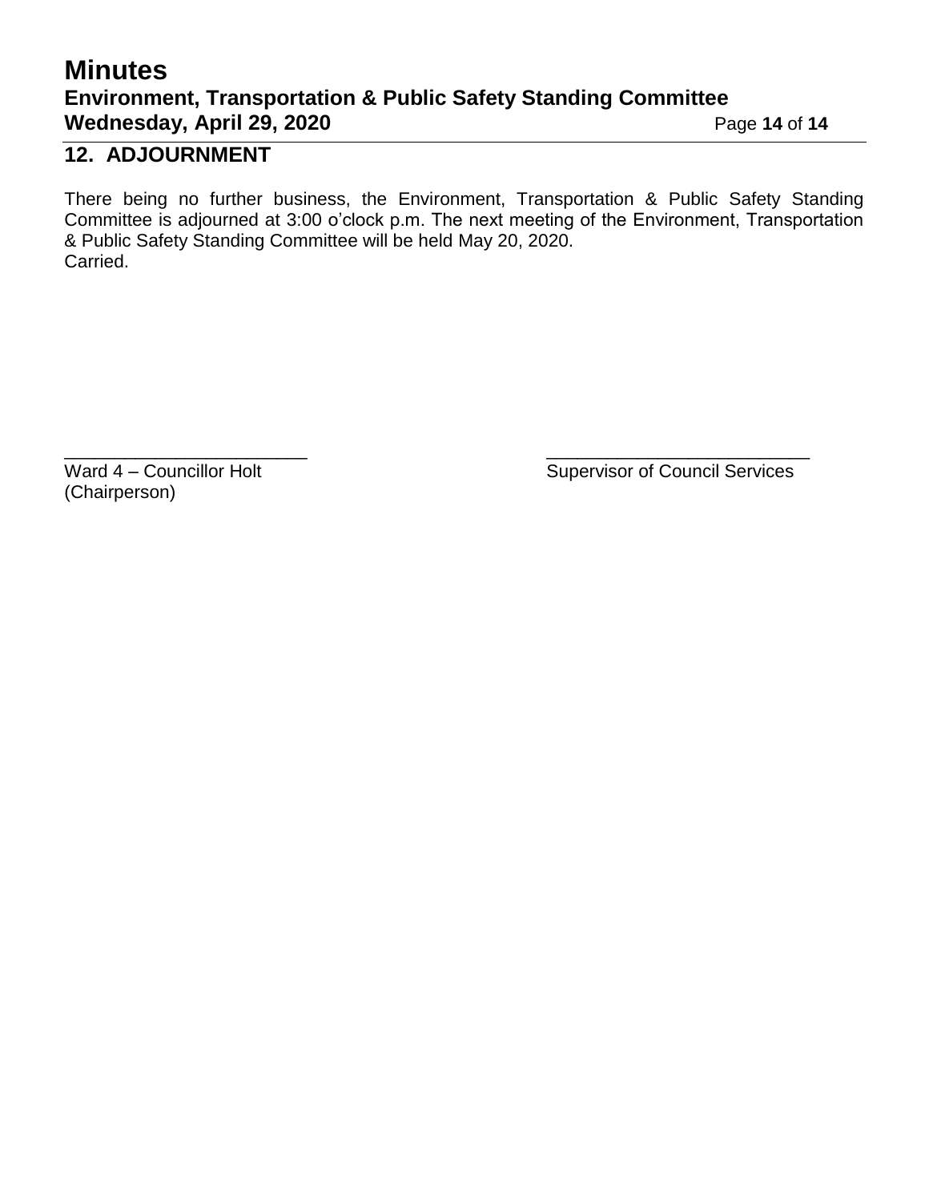## 12. ADJOURNMENT

There being no further business, the Environment, Transportation & Public Safety Standing Committee is adjourned at 3:00 o'clock p.m. The next meeting of the Environment, Transportation & Public Safety Standing Committee will be held May 20, 2020.
Carried.

\_\_\_\_\_\_\_\_\_\_\_\_\_\_\_\_\_\_\_\_\_\_\_\_
Ward 4 – Councillor Holt
(Chairperson)

\_\_\_\_\_\_\_\_\_\_\_\_\_\_\_\_\_\_\_\_\_\_\_\_
Supervisor of Council Services